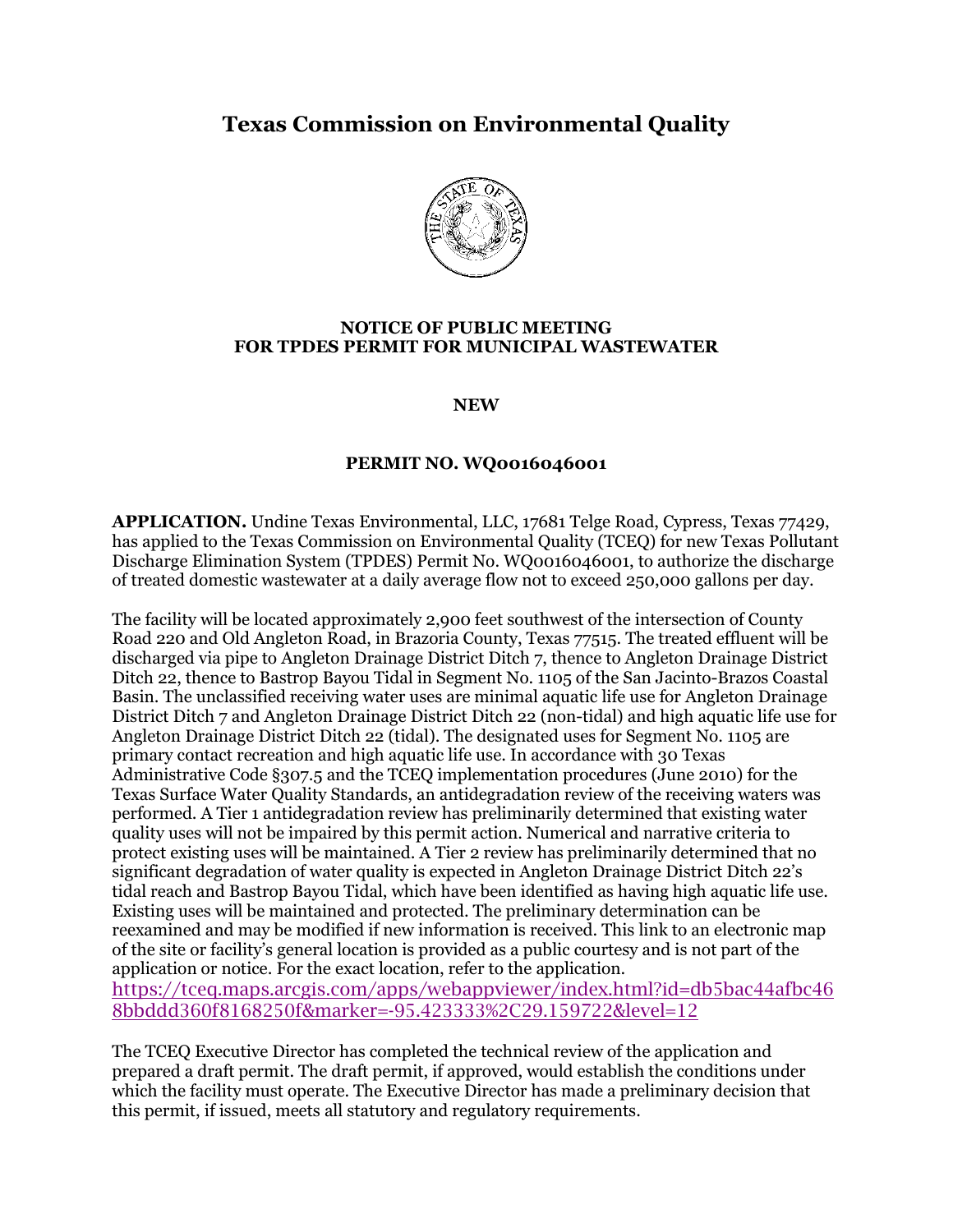# Texas Commission on Environmental Quality

**NOTICE OF PUBLIC MEETING**
**FOR TPDES PERMIT FOR MUNICIPAL WASTEWATER**

**NEW**

**PERMIT NO. WQ0016046001**

**APPLICATION.** Undine Texas Environmental, LLC, 17681 Telge Road, Cypress, Texas 77429, has applied to the Texas Commission on Environmental Quality (TCEQ) for new Texas Pollutant Discharge Elimination System (TPDES) Permit No. WQ0016046001, to authorize the discharge of treated domestic wastewater at a daily average flow not to exceed 250,000 gallons per day.

The facility will be located approximately 2,900 feet southwest of the intersection of County Road 220 and Old Angleton Road, in Brazoria County, Texas 77515. The treated effluent will be discharged via pipe to Angleton Drainage District Ditch 7, thence to Angleton Drainage District Ditch 22, thence to Bastrop Bayou Tidal in Segment No. 1105 of the San Jacinto-Brazos Coastal Basin. The unclassified receiving water uses are minimal aquatic life use for Angleton Drainage District Ditch 7 and Angleton Drainage District Ditch 22 (non-tidal) and high aquatic life use for Angleton Drainage District Ditch 22 (tidal). The designated uses for Segment No. 1105 are primary contact recreation and high aquatic life use. In accordance with 30 Texas Administrative Code §307.5 and the TCEQ implementation procedures (June 2010) for the Texas Surface Water Quality Standards, an antidegradation review of the receiving waters was performed. A Tier 1 antidegradation review has preliminarily determined that existing water quality uses will not be impaired by this permit action. Numerical and narrative criteria to protect existing uses will be maintained. A Tier 2 review has preliminarily determined that no significant degradation of water quality is expected in Angleton Drainage District Ditch 22's tidal reach and Bastrop Bayou Tidal, which have been identified as having high aquatic life use. Existing uses will be maintained and protected. The preliminary determination can be reexamined and may be modified if new information is received. This link to an electronic map of the site or facility's general location is provided as a public courtesy and is not part of the application or notice. For the exact location, refer to the application.
https://tceq.maps.arcgis.com/apps/webappviewer/index.html?id=db5bac44afbc468bbddd360f8168250f&marker=-95.423333%2C29.159722&level=12

The TCEQ Executive Director has completed the technical review of the application and prepared a draft permit. The draft permit, if approved, would establish the conditions under which the facility must operate. The Executive Director has made a preliminary decision that this permit, if issued, meets all statutory and regulatory requirements.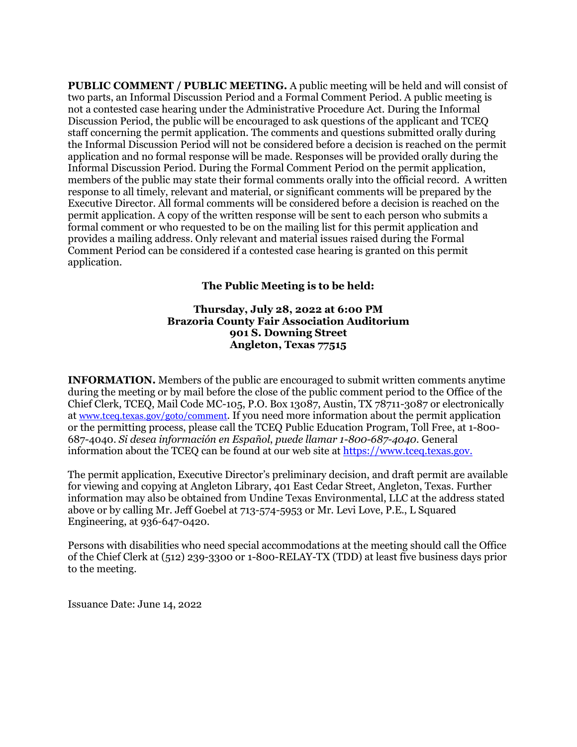**PUBLIC COMMENT / PUBLIC MEETING.** A public meeting will be held and will consist of two parts, an Informal Discussion Period and a Formal Comment Period. A public meeting is not a contested case hearing under the Administrative Procedure Act. During the Informal Discussion Period, the public will be encouraged to ask questions of the applicant and TCEQ staff concerning the permit application. The comments and questions submitted orally during the Informal Discussion Period will not be considered before a decision is reached on the permit application and no formal response will be made. Responses will be provided orally during the Informal Discussion Period. During the Formal Comment Period on the permit application, members of the public may state their formal comments orally into the official record. A written response to all timely, relevant and material, or significant comments will be prepared by the Executive Director. All formal comments will be considered before a decision is reached on the permit application. A copy of the written response will be sent to each person who submits a formal comment or who requested to be on the mailing list for this permit application and provides a mailing address. Only relevant and material issues raised during the Formal Comment Period can be considered if a contested case hearing is granted on this permit application.

**The Public Meeting is to be held:**

**Thursday, July 28, 2022 at 6:00 PM**
**Brazoria County Fair Association Auditorium**
**901 S. Downing Street**
**Angleton, Texas 77515**

**INFORMATION.** Members of the public are encouraged to submit written comments anytime during the meeting or by mail before the close of the public comment period to the Office of the Chief Clerk, TCEQ, Mail Code MC-105, P.O. Box 13087, Austin, TX 78711-3087 or electronically at www.tceq.texas.gov/goto/comment. If you need more information about the permit application or the permitting process, please call the TCEQ Public Education Program, Toll Free, at 1-800-687-4040. *Si desea información en Español, puede llamar 1-800-687-4040.* General information about the TCEQ can be found at our web site at https://www.tceq.texas.gov.

The permit application, Executive Director's preliminary decision, and draft permit are available for viewing and copying at Angleton Library, 401 East Cedar Street, Angleton, Texas. Further information may also be obtained from Undine Texas Environmental, LLC at the address stated above or by calling Mr. Jeff Goebel at 713-574-5953 or Mr. Levi Love, P.E., L Squared Engineering, at 936-647-0420.

Persons with disabilities who need special accommodations at the meeting should call the Office of the Chief Clerk at (512) 239-3300 or 1-800-RELAY-TX (TDD) at least five business days prior to the meeting.

Issuance Date: June 14, 2022